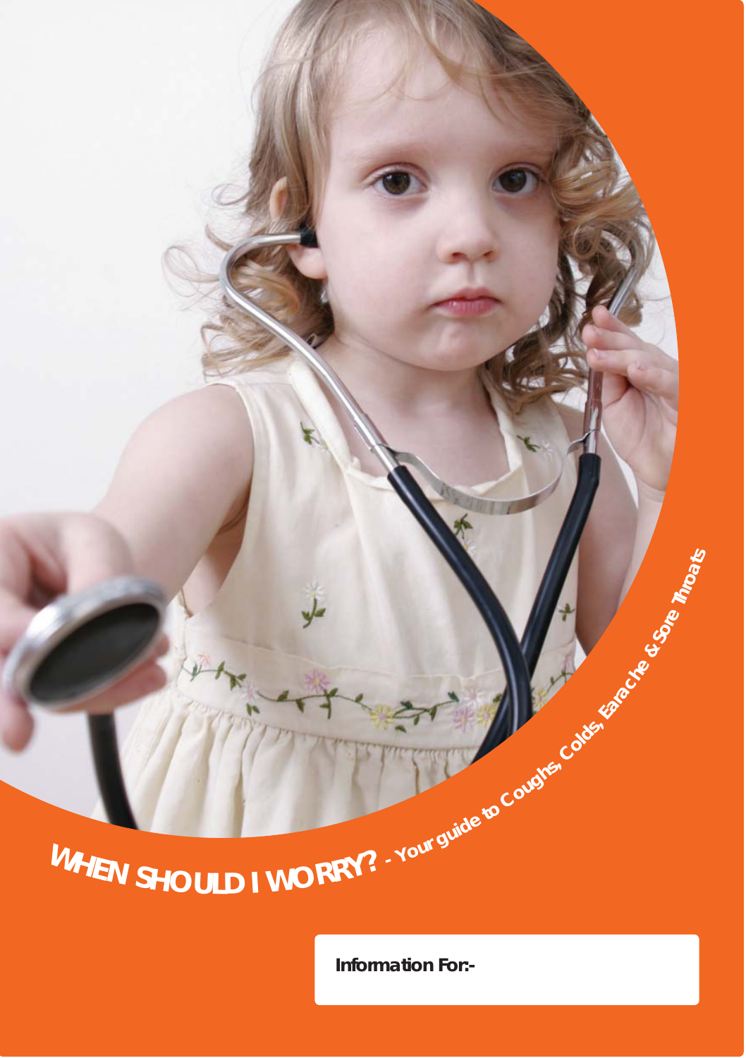# WHEN SHOULD I WORRY? - Your guide to Coughs, Colds, Earache & Sore Throats

**Information For:-**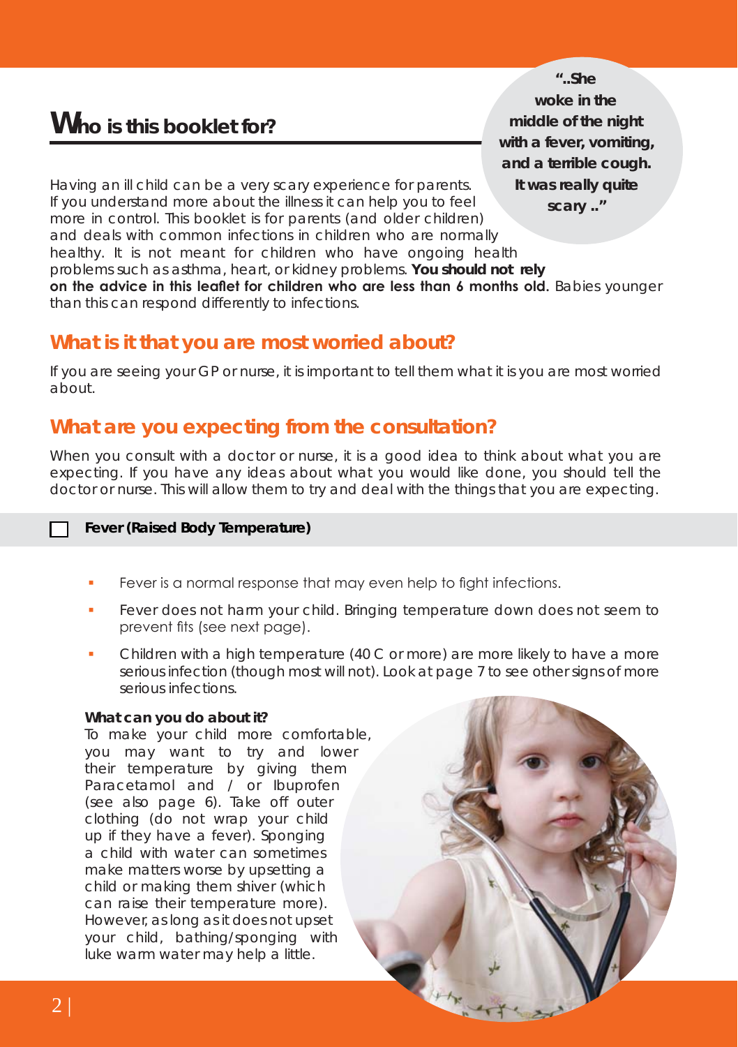## Who is this booklet for?

> **"..She woke in the middle of the night with a fever, vomiting, and a terrible cough. It was really quite scary .."**

Having an ill child can be a very scary experience for parents. If you understand more about the illness it can help you to feel more in control. This booklet is for parents (and older children) and deals with common infections in children who are normally healthy. It is not meant for children who have ongoing health problems such as asthma, heart, or kidney problems. **You should not rely on the advice in this leaflet for children who are less than 6 months old.** Babies younger than this can respond differently to infections.

### What is it that you are most worried about?

If you are seeing your GP or nurse, it is important to tell them what it is you are most worried about.

### What are you expecting from the consultation?

When you consult with a doctor or nurse, it is a good idea to think about what you are expecting. If you have any ideas about what you would like done, you should tell the doctor or nurse. This will allow them to try and deal with the things that you are expecting.

- [ ] **Fever (Raised Body Temperature)**

- Fever is a normal response that may even help to fight infections.
- Fever does not harm your child. Bringing temperature down does not seem to prevent fits (see next page).
- Children with a high temperature (40 C or more) are more likely to have a more serious infection (though most will not). Look at page 7 to see other signs of more serious infections.

**What can you do about it?**

To make your child more comfortable, you may want to try and lower their temperature by giving them Paracetamol and / or Ibuprofen (see also page 6). Take off outer clothing (do not wrap your child up if they have a fever). Sponging a child with water can sometimes make matters worse by upsetting a child or making them shiver (which can raise their temperature more). However, as long as it does not upset your child, bathing/sponging with luke warm water may help a little.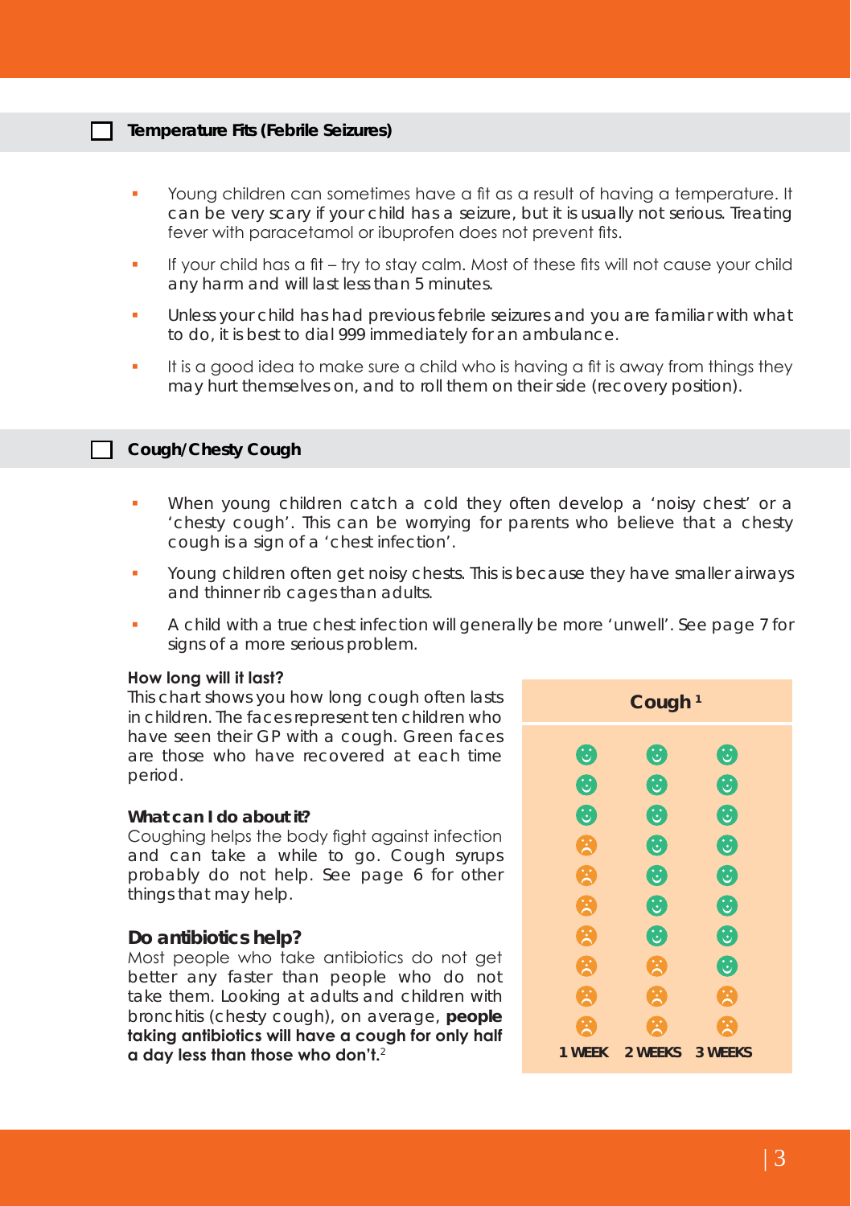## Temperature Fits (Febrile Seizures)

- Young children can sometimes have a fit as a result of having a temperature. It can be very scary if your child has a seizure, but it is usually not serious. Treating fever with paracetamol or ibuprofen does not prevent fits.
- If your child has a fit – try to stay calm. Most of these fits will not cause your child any harm and will last less than 5 minutes.
- Unless your child has had previous febrile seizures and you are familiar with what to do, it is best to dial 999 immediately for an ambulance.
- It is a good idea to make sure a child who is having a fit is away from things they may hurt themselves on, and to roll them on their side (recovery position).

## Cough/Chesty Cough

- When young children catch a cold they often develop a 'noisy chest' or a 'chesty cough'. This can be worrying for parents who believe that a chesty cough is a sign of a 'chest infection'.
- Young children often get noisy chests. This is because they have smaller airways and thinner rib cages than adults.
- A child with a true chest infection will generally be more 'unwell'. See page 7 for signs of a more serious problem.

**How long will it last?**

This chart shows you how long cough often lasts in children. The faces represent ten children who have seen their GP with a cough. Green faces are those who have recovered at each time period.

**What can I do about it?**

Coughing helps the body fight against infection and can take a while to go. Cough syrups probably do not help. See page 6 for other things that may help.

### Do antibiotics help?

Most people who take antibiotics do not get better any faster than people who do not take them. Looking at adults and children with bronchitis (chesty cough), on average, **people taking antibiotics will have a cough for only half a day less than those who don't.**[2]

**Cough**[1]

| 1 WEEK | 2 WEEKS | 3 WEEKS |
|---|---|---|
| 3 green faces, 7 orange faces | 7 green faces, 3 orange faces | 8 green faces, 2 orange faces |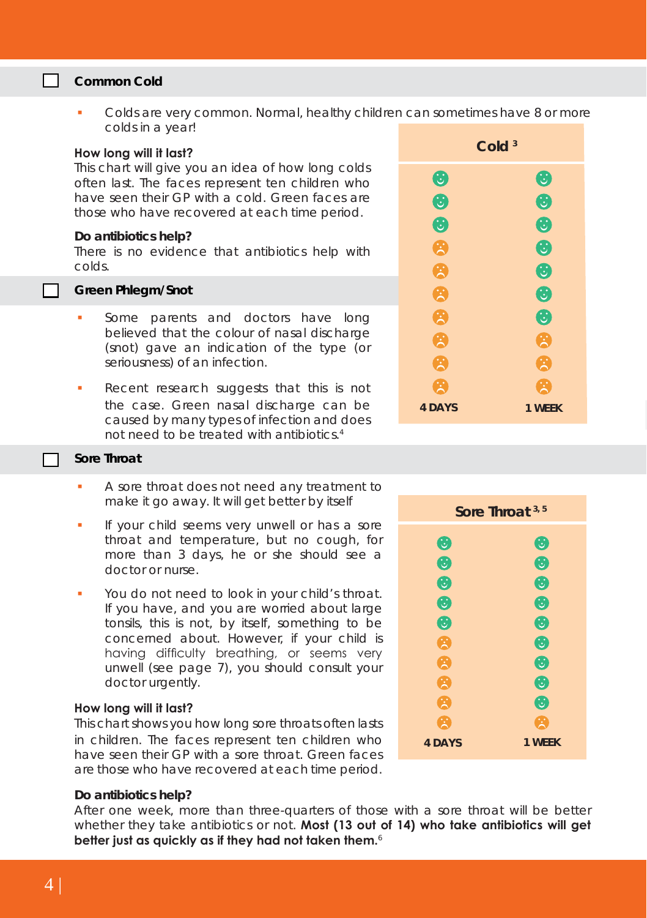## Common Cold

- Colds are very common. Normal, healthy children can sometimes have 8 or more colds in a year!

**How long will it last?**

This chart will give you an idea of how long colds often last. The faces represent ten children who have seen their GP with a cold. Green faces are those who have recovered at each time period.

Cold[3]

4 DAYS

1 WEEK

**Do antibiotics help?**

There is no evidence that antibiotics help with colds.

## Green Phlegm/Snot

- Some parents and doctors have long believed that the colour of nasal discharge (snot) gave an indication of the type (or seriousness) of an infection.
- Recent research suggests that this is not the case. Green nasal discharge can be caused by many types of infection and does not need to be treated with antibiotics.[4]

## Sore Throat

- A sore throat does not need any treatment to make it go away. It will get better by itself
- If your child seems very unwell or has a sore throat and temperature, but no cough, for more than 3 days, he or she should see a doctor or nurse.
- You do not need to look in your child's throat. If you have, and you are worried about large tonsils, this is not, by itself, something to be concerned about. However, if your child is having difficulty breathing, or seems very unwell (see page 7), you should consult your doctor urgently.

**How long will it last?**

This chart shows you how long sore throats often lasts in children. The faces represent ten children who have seen their GP with a sore throat. Green faces are those who have recovered at each time period.

Sore Throat[3, 5]

4 DAYS

1 WEEK

**Do antibiotics help?**

After one week, more than three-quarters of those with a sore throat will be better whether they take antibiotics or not. **Most (13 out of 14) who take antibiotics will get better just as quickly as if they had not taken them.**[6]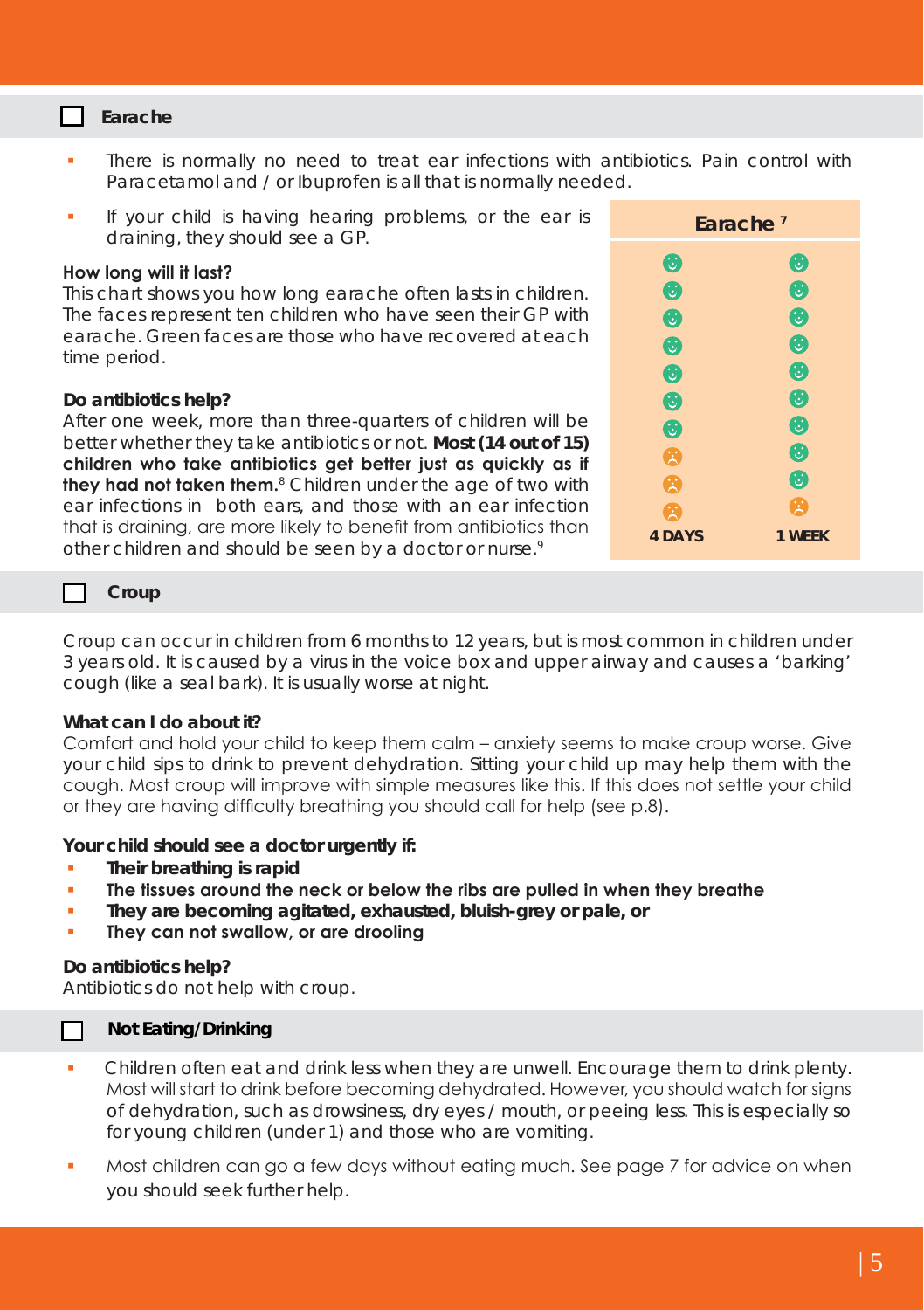## ☐ Earache

- There is normally no need to treat ear infections with antibiotics. Pain control with Paracetamol and / or Ibuprofen is all that is normally needed.
- If your child is having hearing problems, or the ear is draining, they should see a GP.

**How long will it last?**
This chart shows you how long earache often lasts in children. The faces represent ten children who have seen their GP with earache. Green faces are those who have recovered at each time period.

**Do antibiotics help?**
After one week, more than three-quarters of children will be better whether they take antibiotics or not. **Most (14 out of 15) children who take antibiotics get better just as quickly as if they had not taken them.**[8] Children under the age of two with ear infections in both ears, and those with an ear infection that is draining, are more likely to benefit from antibiotics than other children and should be seen by a doctor or nurse.[9]

Earache [7]

4 DAYS

1 WEEK

## ☐ Croup

Croup can occur in children from 6 months to 12 years, but is most common in children under 3 years old. It is caused by a virus in the voice box and upper airway and causes a 'barking' cough (like a seal bark). It is usually worse at night.

**What can I do about it?**
Comfort and hold your child to keep them calm – anxiety seems to make croup worse. Give your child sips to drink to prevent dehydration. Sitting your child up may help them with the cough. Most croup will improve with simple measures like this. If this does not settle your child or they are having difficulty breathing you should call for help (see p.8).

**Your child should see a doctor urgently if:**

- **Their breathing is rapid**
- **The tissues around the neck or below the ribs are pulled in when they breathe**
- **They are becoming agitated, exhausted, bluish-grey or pale, or**
- **They can not swallow, or are drooling**

**Do antibiotics help?**
Antibiotics do not help with croup.

## ☐ Not Eating/Drinking

- Children often eat and drink less when they are unwell. Encourage them to drink plenty. Most will start to drink before becoming dehydrated. However, you should watch for signs of dehydration, such as drowsiness, dry eyes / mouth, or peeing less. This is especially so for young children (under 1) and those who are vomiting.
- Most children can go a few days without eating much. See page 7 for advice on when you should seek further help.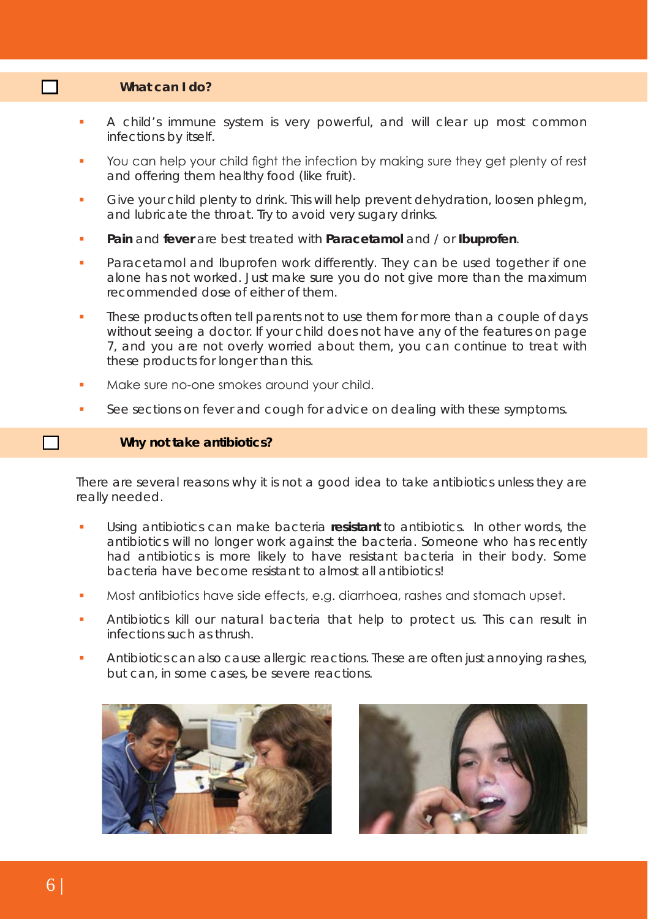## What can I do?

- A child's immune system is very powerful, and will clear up most common infections by itself.
- You can help your child fight the infection by making sure they get plenty of rest and offering them healthy food (like fruit).
- Give your child plenty to drink. This will help prevent dehydration, loosen phlegm, and lubricate the throat. Try to avoid very sugary drinks.
- **Pain** and **fever** are best treated with **Paracetamol** and / or **Ibuprofen**.
- Paracetamol and Ibuprofen work differently. They can be used together if one alone has not worked. Just make sure you do not give more than the maximum recommended dose of either of them.
- These products often tell parents not to use them for more than a couple of days without seeing a doctor. If your child does not have any of the features on page 7, and you are not overly worried about them, you can continue to treat with these products for longer than this.
- Make sure no-one smokes around your child.
- See sections on fever and cough for advice on dealing with these symptoms.

## Why not take antibiotics?

There are several reasons why it is not a good idea to take antibiotics unless they are really needed.

- Using antibiotics can make bacteria **resistant** to antibiotics. In other words, the antibiotics will no longer work against the bacteria. Someone who has recently had antibiotics is more likely to have resistant bacteria in their body. Some bacteria have become resistant to almost all antibiotics!
- Most antibiotics have side effects, e.g. diarrhoea, rashes and stomach upset.
- Antibiotics kill our natural bacteria that help to protect us. This can result in infections such as thrush.
- Antibiotics can also cause allergic reactions. These are often just annoying rashes, but can, in some cases, be severe reactions.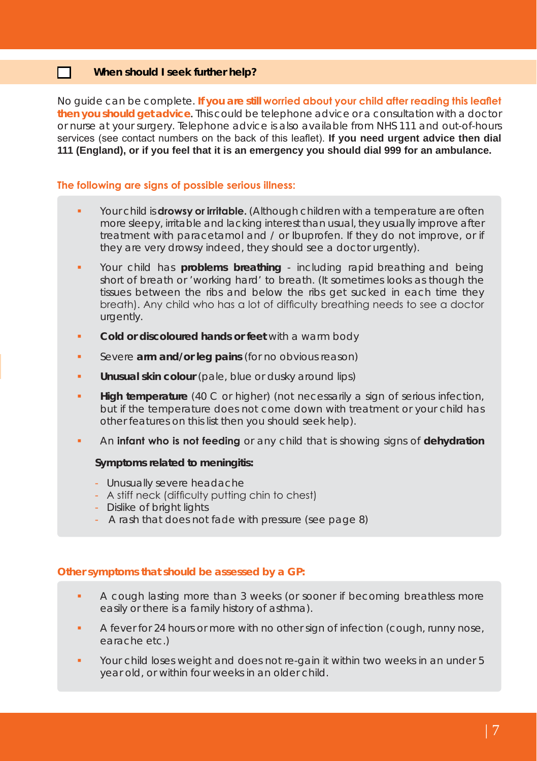## When should I seek further help?

No guide can be complete. **If you are still worried about your child after reading this leaflet then you should get advice.** This could be telephone advice or a consultation with a doctor or nurse at your surgery. Telephone advice is also available from NHS 111 and out-of-hours services (see contact numbers on the back of this leaflet). **If you need urgent advice then dial 111 (England), or if you feel that it is an emergency you should dial 999 for an ambulance.**

### The following are signs of possible serious illness:

- Your child is **drowsy or irritable.** (Although children with a temperature are often more sleepy, irritable and lacking interest than usual, they usually improve after treatment with paracetamol and / or Ibuprofen. If they do not improve, or if they are very drowsy indeed, they should see a doctor urgently).
- Your child has **problems breathing** - including rapid breathing and being short of breath or 'working hard' to breath. (It sometimes looks as though the tissues between the ribs and below the ribs get sucked in each time they breath). Any child who has a lot of difficulty breathing needs to see a doctor urgently.
- **Cold or discoloured hands or feet** with a warm body
- Severe **arm and/or leg pains** (for no obvious reason)
- **Unusual skin colour** (pale, blue or dusky around lips)
- **High temperature** (40 C or higher) (not necessarily a sign of serious infection, but if the temperature does not come down with treatment or your child has other features on this list then you should seek help).
- An **infant who is not feeding** or any child that is showing signs of **dehydration**

**Symptoms related to meningitis:**

- Unusually severe headache
- A stiff neck (difficulty putting chin to chest)
- Dislike of bright lights
- A rash that does not fade with pressure (see page 8)

### Other symptoms that should be assessed by a GP:

- A cough lasting more than 3 weeks (or sooner if becoming breathless more easily or there is a family history of asthma).
- A fever for 24 hours or more with no other sign of infection (cough, runny nose, earache etc.)
- Your child loses weight and does not re-gain it within two weeks in an under 5 year old, or within four weeks in an older child.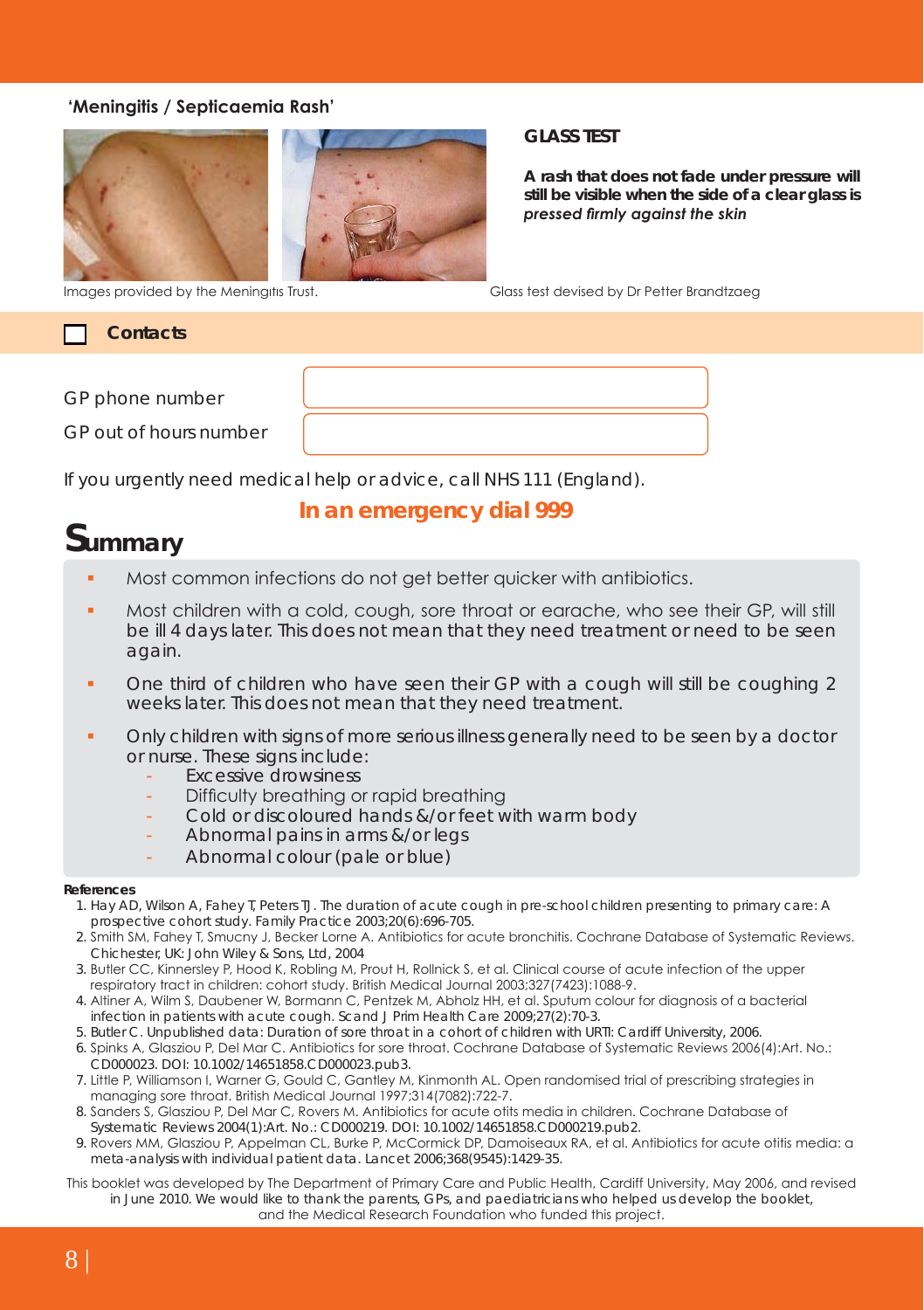'Meningitis / Septicaemia Rash'

Images provided by the Meningitis Trust.

### GLASS TEST

**A rash that does not fade under pressure will still be visible when the side of a clear glass is** ***pressed firmly against the skin***

Glass test devised by Dr Petter Brandtzaeg

☐ **Contacts**

GP phone number

GP out of hours number

If you urgently need medical help or advice, call NHS 111 (England).

**In an emergency dial 999**

# Summary

- Most common infections do not get better quicker with antibiotics.
- Most children with a cold, cough, sore throat or earache, who see their GP, will still be ill 4 days later. This does not mean that they need treatment or need to be seen again.
- One third of children who have seen their GP with a cough will still be coughing 2 weeks later. This does not mean that they need treatment.
- Only children with signs of more serious illness generally need to be seen by a doctor or nurse. These signs include:
  - Excessive drowsiness
  - Difficulty breathing or rapid breathing
  - Cold or discoloured hands &/or feet with warm body
  - Abnormal pains in arms &/or legs
  - Abnormal colour (pale or blue)

**References**

1. Hay AD, Wilson A, Fahey T, Peters TJ. The duration of acute cough in pre-school children presenting to primary care: A prospective cohort study. Family Practice 2003;20(6):696-705.
2. Smith SM, Fahey T, Smucny J, Becker Lorne A. Antibiotics for acute bronchitis. Cochrane Database of Systematic Reviews. Chichester, UK: John Wiley & Sons, Ltd, 2004
3. Butler CC, Kinnersley P, Hood K, Robling M, Prout H, Rollnick S, et al. Clinical course of acute infection of the upper respiratory tract in children: cohort study. British Medical Journal 2003;327(7423):1088-9.
4. Altiner A, Wilm S, Daubener W, Bormann C, Pentzek M, Abholz HH, et al. Sputum colour for diagnosis of a bacterial infection in patients with acute cough. Scand J Prim Health Care 2009;27(2):70-3.
5. Butler C. Unpublished data: Duration of sore throat in a cohort of children with URTI: Cardiff University, 2006.
6. Spinks A, Glasziou P, Del Mar C. Antibiotics for sore throat. Cochrane Database of Systematic Reviews 2006(4):Art. No.: CD000023. DOI: 10.1002/14651858.CD000023.pub3.
7. Little P, Williamson I, Warner G, Gould C, Gantley M, Kinmonth AL. Open randomised trial of prescribing strategies in managing sore throat. British Medical Journal 1997;314(7082):722-7.
8. Sanders S, Glasziou P, Del Mar C, Rovers M. Antibiotics for acute otits media in children. Cochrane Database of Systematic Reviews 2004(1):Art. No.: CD000219. DOI: 10.1002/14651858.CD000219.pub2.
9. Rovers MM, Glasziou P, Appelman CL, Burke P, McCormick DP, Damoiseaux RA, et al. Antibiotics for acute otitis media: a meta-analysis with individual patient data. Lancet 2006;368(9545):1429-35.

This booklet was developed by The Department of Primary Care and Public Health, Cardiff University, May 2006, and revised in June 2010. We would like to thank the parents, GPs, and paediatricians who helped us develop the booklet, and the Medical Research Foundation who funded this project.